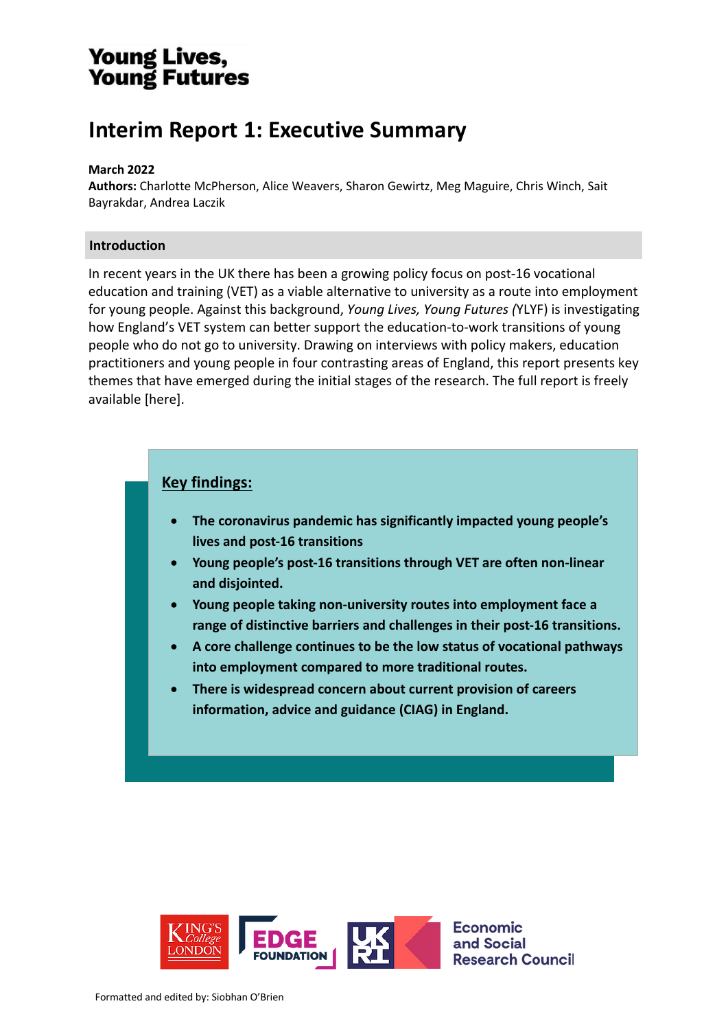**Young Lives, Young Futures**

# Interim Report 1: Executive Summary

**March 2022**
**Authors:** Charlotte McPherson, Alice Weavers, Sharon Gewirtz, Meg Maguire, Chris Winch, Sait Bayrakdar, Andrea Laczik

## Introduction

In recent years in the UK there has been a growing policy focus on post-16 vocational education and training (VET) as a viable alternative to university as a route into employment for young people. Against this background, *Young Lives, Young Futures (*YLYF) is investigating how England's VET system can better support the education-to-work transitions of young people who do not go to university. Drawing on interviews with policy makers, education practitioners and young people in four contrasting areas of England, this report presents key themes that have emerged during the initial stages of the research. The full report is freely available [here].

**Key findings:**

- **The coronavirus pandemic has significantly impacted young people's lives and post-16 transitions**
- **Young people's post-16 transitions through VET are often non-linear and disjointed.**
- **Young people taking non-university routes into employment face a range of distinctive barriers and challenges in their post-16 transitions.**
- **A core challenge continues to be the low status of vocational pathways into employment compared to more traditional routes.**
- **There is widespread concern about current provision of careers information, advice and guidance (CIAG) in England.**

King's College London | Edge Foundation | UKRI | Economic and Social Research Council

Formatted and edited by: Siobhan O'Brien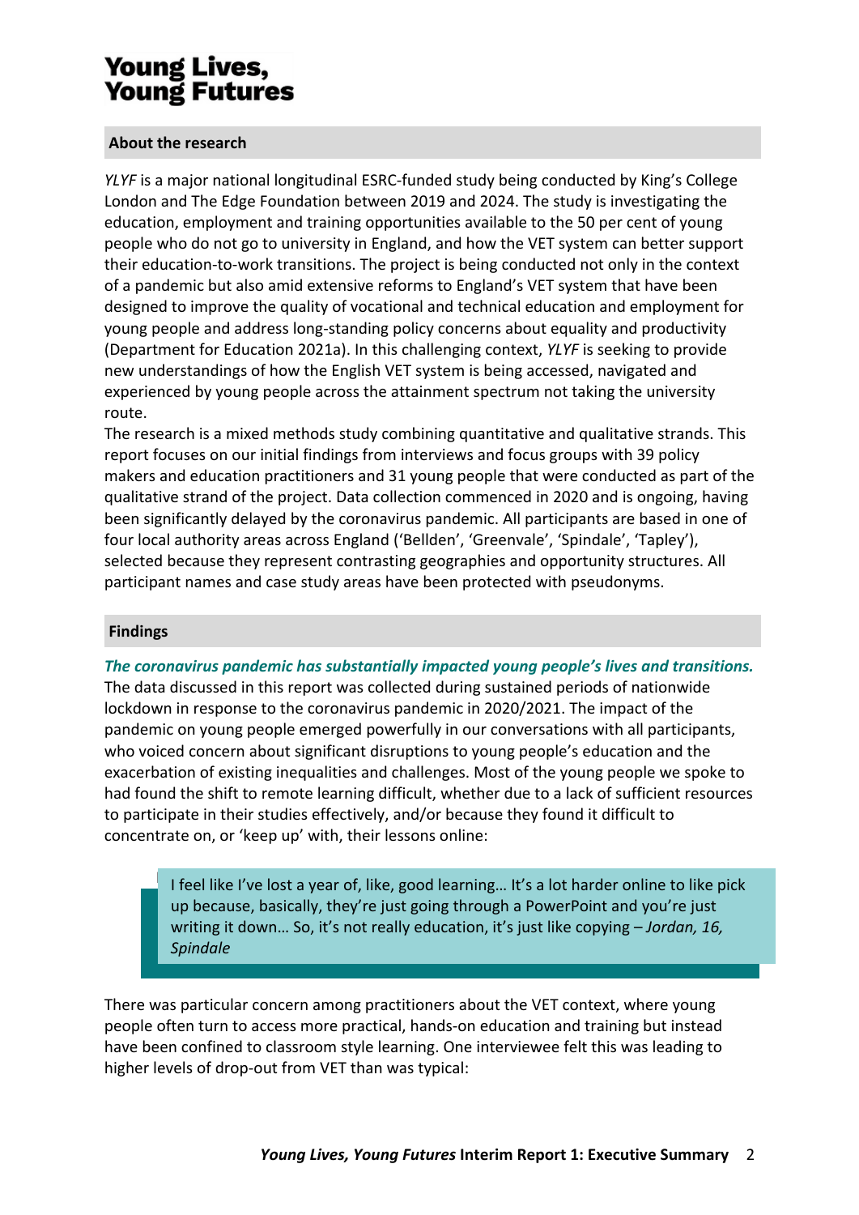## About the research

*YLYF* is a major national longitudinal ESRC-funded study being conducted by King's College London and The Edge Foundation between 2019 and 2024. The study is investigating the education, employment and training opportunities available to the 50 per cent of young people who do not go to university in England, and how the VET system can better support their education-to-work transitions. The project is being conducted not only in the context of a pandemic but also amid extensive reforms to England's VET system that have been designed to improve the quality of vocational and technical education and employment for young people and address long-standing policy concerns about equality and productivity (Department for Education 2021a). In this challenging context, *YLYF* is seeking to provide new understandings of how the English VET system is being accessed, navigated and experienced by young people across the attainment spectrum not taking the university route.

The research is a mixed methods study combining quantitative and qualitative strands. This report focuses on our initial findings from interviews and focus groups with 39 policy makers and education practitioners and 31 young people that were conducted as part of the qualitative strand of the project. Data collection commenced in 2020 and is ongoing, having been significantly delayed by the coronavirus pandemic. All participants are based in one of four local authority areas across England ('Bellden', 'Greenvale', 'Spindale', 'Tapley'), selected because they represent contrasting geographies and opportunity structures. All participant names and case study areas have been protected with pseudonyms.

## Findings

***The coronavirus pandemic has substantially impacted young people's lives and transitions.***

The data discussed in this report was collected during sustained periods of nationwide lockdown in response to the coronavirus pandemic in 2020/2021. The impact of the pandemic on young people emerged powerfully in our conversations with all participants, who voiced concern about significant disruptions to young people's education and the exacerbation of existing inequalities and challenges. Most of the young people we spoke to had found the shift to remote learning difficult, whether due to a lack of sufficient resources to participate in their studies effectively, and/or because they found it difficult to concentrate on, or 'keep up' with, their lessons online:

> I feel like I've lost a year of, like, good learning… It's a lot harder online to like pick up because, basically, they're just going through a PowerPoint and you're just writing it down… So, it's not really education, it's just like copying – *Jordan, 16, Spindale*

There was particular concern among practitioners about the VET context, where young people often turn to access more practical, hands-on education and training but instead have been confined to classroom style learning. One interviewee felt this was leading to higher levels of drop-out from VET than was typical: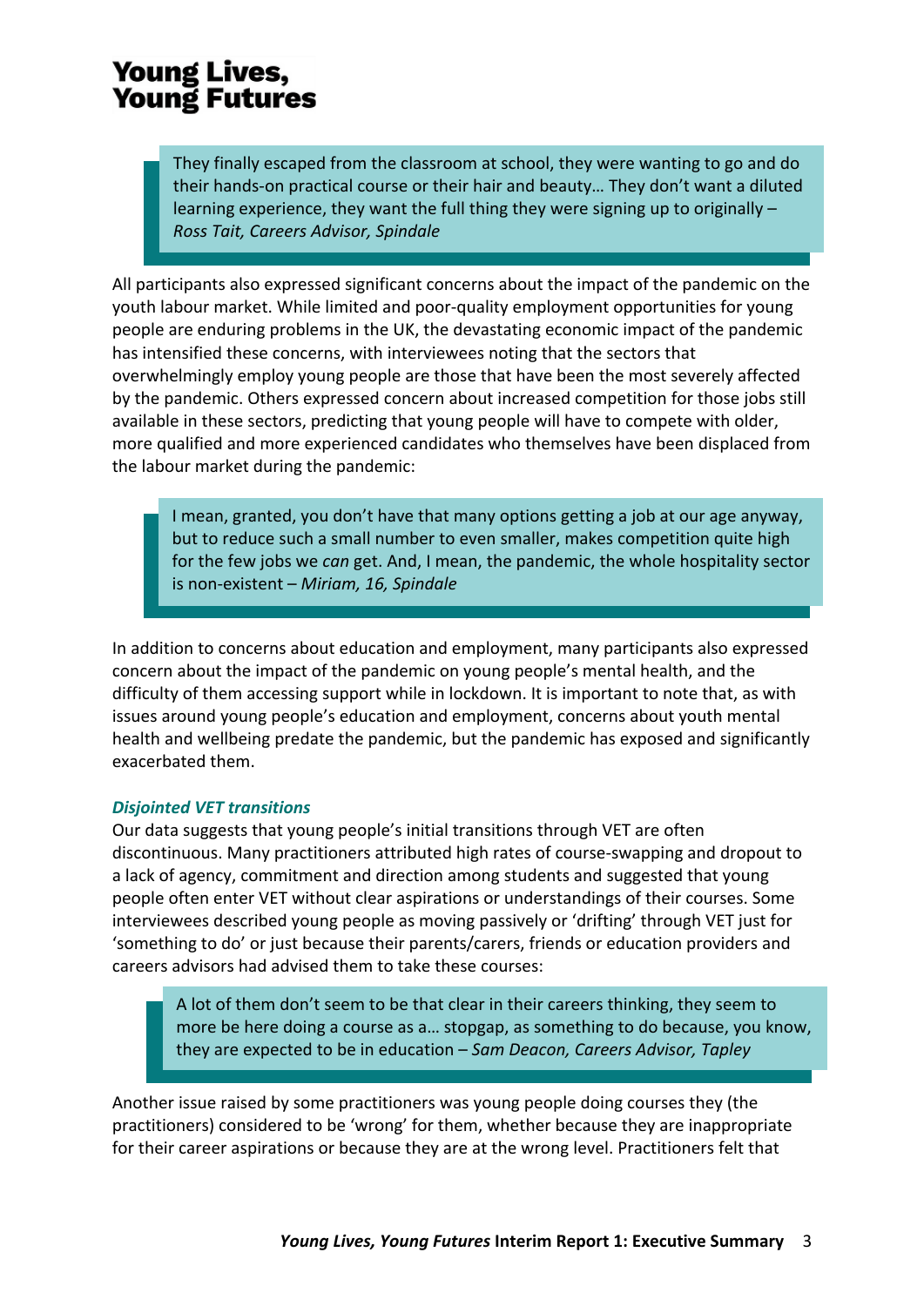> They finally escaped from the classroom at school, they were wanting to go and do their hands-on practical course or their hair and beauty… They don't want a diluted learning experience, they want the full thing they were signing up to originally – *Ross Tait, Careers Advisor, Spindale*

All participants also expressed significant concerns about the impact of the pandemic on the youth labour market. While limited and poor-quality employment opportunities for young people are enduring problems in the UK, the devastating economic impact of the pandemic has intensified these concerns, with interviewees noting that the sectors that overwhelmingly employ young people are those that have been the most severely affected by the pandemic. Others expressed concern about increased competition for those jobs still available in these sectors, predicting that young people will have to compete with older, more qualified and more experienced candidates who themselves have been displaced from the labour market during the pandemic:

> I mean, granted, you don't have that many options getting a job at our age anyway, but to reduce such a small number to even smaller, makes competition quite high for the few jobs we *can* get. And, I mean, the pandemic, the whole hospitality sector is non-existent – *Miriam, 16, Spindale*

In addition to concerns about education and employment, many participants also expressed concern about the impact of the pandemic on young people's mental health, and the difficulty of them accessing support while in lockdown. It is important to note that, as with issues around young people's education and employment, concerns about youth mental health and wellbeing predate the pandemic, but the pandemic has exposed and significantly exacerbated them.

### *Disjointed VET transitions*

Our data suggests that young people's initial transitions through VET are often discontinuous. Many practitioners attributed high rates of course-swapping and dropout to a lack of agency, commitment and direction among students and suggested that young people often enter VET without clear aspirations or understandings of their courses. Some interviewees described young people as moving passively or 'drifting' through VET just for 'something to do' or just because their parents/carers, friends or education providers and careers advisors had advised them to take these courses:

> A lot of them don't seem to be that clear in their careers thinking, they seem to more be here doing a course as a… stopgap, as something to do because, you know, they are expected to be in education – *Sam Deacon, Careers Advisor, Tapley*

Another issue raised by some practitioners was young people doing courses they (the practitioners) considered to be 'wrong' for them, whether because they are inappropriate for their career aspirations or because they are at the wrong level. Practitioners felt that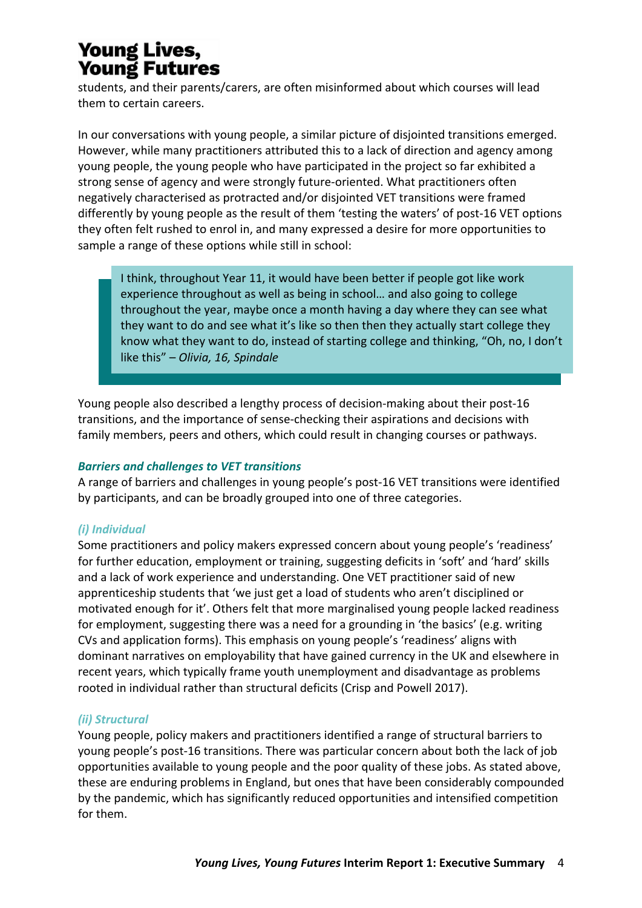students, and their parents/carers, are often misinformed about which courses will lead them to certain careers.

In our conversations with young people, a similar picture of disjointed transitions emerged. However, while many practitioners attributed this to a lack of direction and agency among young people, the young people who have participated in the project so far exhibited a strong sense of agency and were strongly future-oriented. What practitioners often negatively characterised as protracted and/or disjointed VET transitions were framed differently by young people as the result of them 'testing the waters' of post-16 VET options they often felt rushed to enrol in, and many expressed a desire for more opportunities to sample a range of these options while still in school:

> I think, throughout Year 11, it would have been better if people got like work experience throughout as well as being in school… and also going to college throughout the year, maybe once a month having a day where they can see what they want to do and see what it's like so then then they actually start college they know what they want to do, instead of starting college and thinking, "Oh, no, I don't like this" – *Olivia, 16, Spindale*

Young people also described a lengthy process of decision-making about their post-16 transitions, and the importance of sense-checking their aspirations and decisions with family members, peers and others, which could result in changing courses or pathways.

### *Barriers and challenges to VET transitions*

A range of barriers and challenges in young people's post-16 VET transitions were identified by participants, and can be broadly grouped into one of three categories.

#### *(i) Individual*

Some practitioners and policy makers expressed concern about young people's 'readiness' for further education, employment or training, suggesting deficits in 'soft' and 'hard' skills and a lack of work experience and understanding. One VET practitioner said of new apprenticeship students that 'we just get a load of students who aren't disciplined or motivated enough for it'. Others felt that more marginalised young people lacked readiness for employment, suggesting there was a need for a grounding in 'the basics' (e.g. writing CVs and application forms). This emphasis on young people's 'readiness' aligns with dominant narratives on employability that have gained currency in the UK and elsewhere in recent years, which typically frame youth unemployment and disadvantage as problems rooted in individual rather than structural deficits (Crisp and Powell 2017).

#### *(ii) Structural*

Young people, policy makers and practitioners identified a range of structural barriers to young people's post-16 transitions. There was particular concern about both the lack of job opportunities available to young people and the poor quality of these jobs. As stated above, these are enduring problems in England, but ones that have been considerably compounded by the pandemic, which has significantly reduced opportunities and intensified competition for them.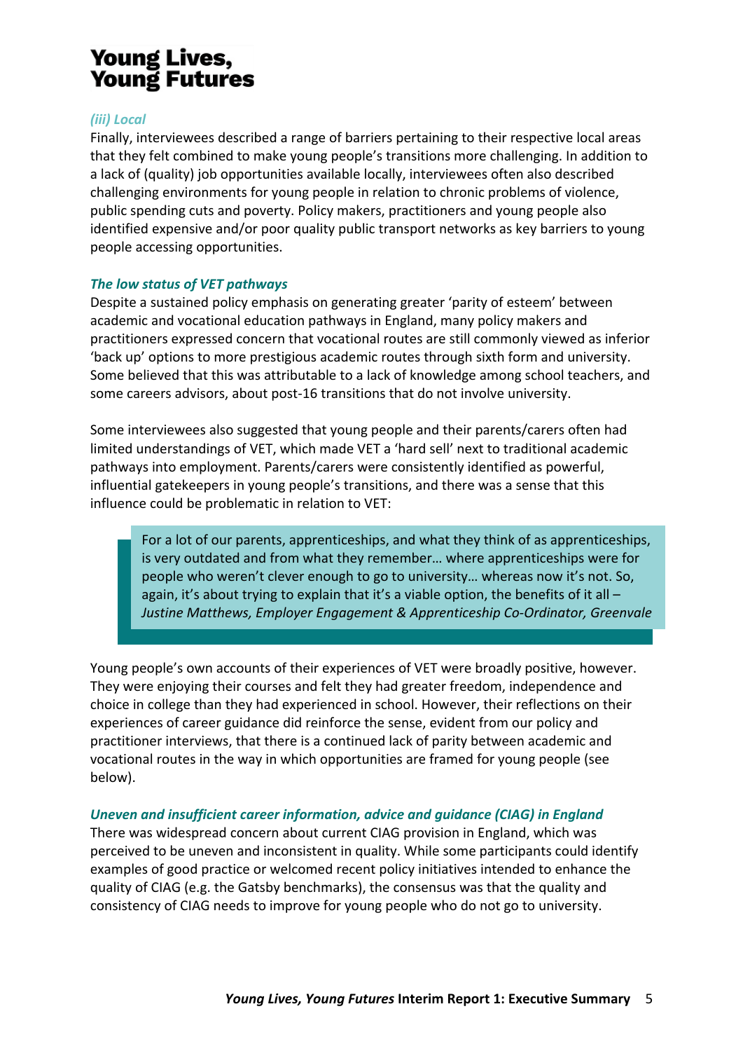#### *(iii) Local*

Finally, interviewees described a range of barriers pertaining to their respective local areas that they felt combined to make young people's transitions more challenging. In addition to a lack of (quality) job opportunities available locally, interviewees often also described challenging environments for young people in relation to chronic problems of violence, public spending cuts and poverty. Policy makers, practitioners and young people also identified expensive and/or poor quality public transport networks as key barriers to young people accessing opportunities.

### *The low status of VET pathways*

Despite a sustained policy emphasis on generating greater 'parity of esteem' between academic and vocational education pathways in England, many policy makers and practitioners expressed concern that vocational routes are still commonly viewed as inferior 'back up' options to more prestigious academic routes through sixth form and university. Some believed that this was attributable to a lack of knowledge among school teachers, and some careers advisors, about post-16 transitions that do not involve university.

Some interviewees also suggested that young people and their parents/carers often had limited understandings of VET, which made VET a 'hard sell' next to traditional academic pathways into employment. Parents/carers were consistently identified as powerful, influential gatekeepers in young people's transitions, and there was a sense that this influence could be problematic in relation to VET:

> For a lot of our parents, apprenticeships, and what they think of as apprenticeships, is very outdated and from what they remember… where apprenticeships were for people who weren't clever enough to go to university… whereas now it's not. So, again, it's about trying to explain that it's a viable option, the benefits of it all – *Justine Matthews, Employer Engagement & Apprenticeship Co-Ordinator, Greenvale*

Young people's own accounts of their experiences of VET were broadly positive, however. They were enjoying their courses and felt they had greater freedom, independence and choice in college than they had experienced in school. However, their reflections on their experiences of career guidance did reinforce the sense, evident from our policy and practitioner interviews, that there is a continued lack of parity between academic and vocational routes in the way in which opportunities are framed for young people (see below).

### *Uneven and insufficient career information, advice and guidance (CIAG) in England*

There was widespread concern about current CIAG provision in England, which was perceived to be uneven and inconsistent in quality. While some participants could identify examples of good practice or welcomed recent policy initiatives intended to enhance the quality of CIAG (e.g. the Gatsby benchmarks), the consensus was that the quality and consistency of CIAG needs to improve for young people who do not go to university.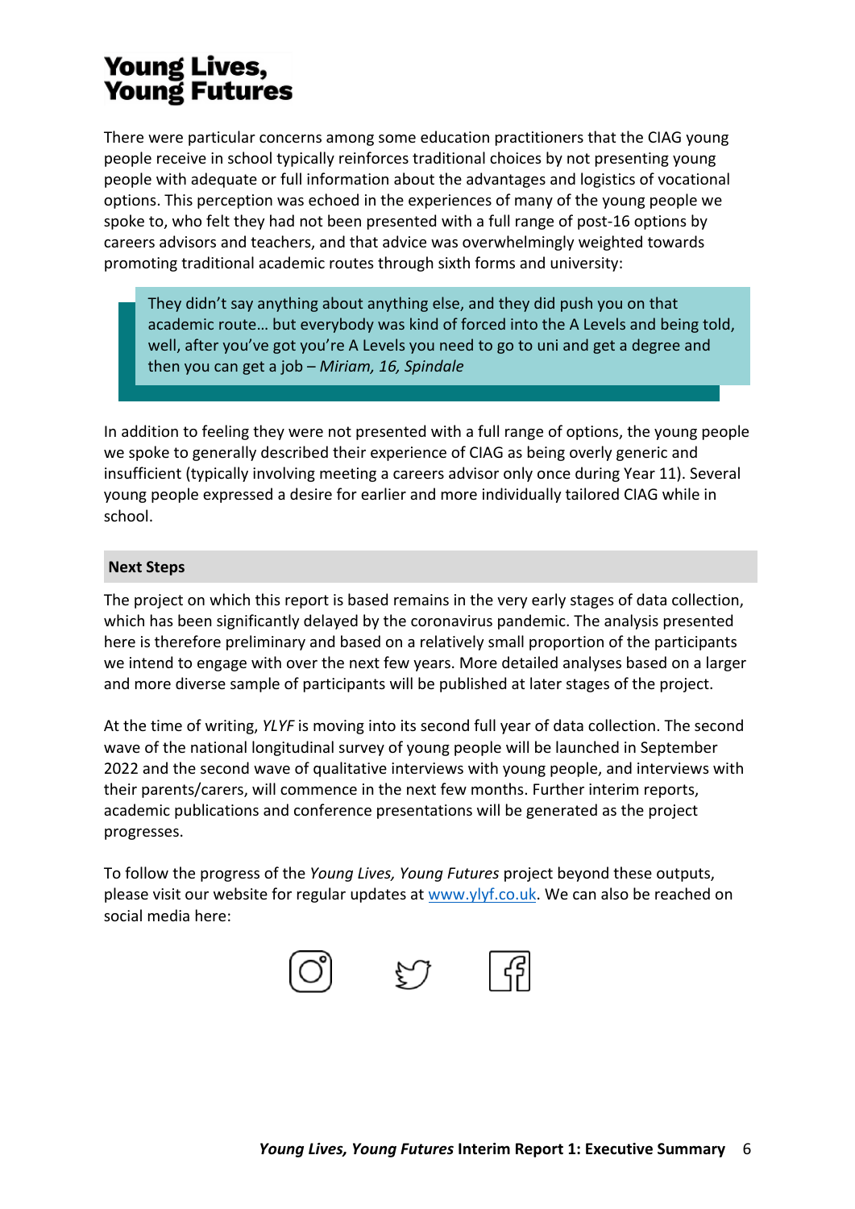There were particular concerns among some education practitioners that the CIAG young people receive in school typically reinforces traditional choices by not presenting young people with adequate or full information about the advantages and logistics of vocational options. This perception was echoed in the experiences of many of the young people we spoke to, who felt they had not been presented with a full range of post-16 options by careers advisors and teachers, and that advice was overwhelmingly weighted towards promoting traditional academic routes through sixth forms and university:

> They didn't say anything about anything else, and they did push you on that academic route… but everybody was kind of forced into the A Levels and being told, well, after you've got you're A Levels you need to go to uni and get a degree and then you can get a job – *Miriam, 16, Spindale*

In addition to feeling they were not presented with a full range of options, the young people we spoke to generally described their experience of CIAG as being overly generic and insufficient (typically involving meeting a careers advisor only once during Year 11). Several young people expressed a desire for earlier and more individually tailored CIAG while in school.

## Next Steps

The project on which this report is based remains in the very early stages of data collection, which has been significantly delayed by the coronavirus pandemic. The analysis presented here is therefore preliminary and based on a relatively small proportion of the participants we intend to engage with over the next few years. More detailed analyses based on a larger and more diverse sample of participants will be published at later stages of the project.

At the time of writing, *YLYF* is moving into its second full year of data collection. The second wave of the national longitudinal survey of young people will be launched in September 2022 and the second wave of qualitative interviews with young people, and interviews with their parents/carers, will commence in the next few months. Further interim reports, academic publications and conference presentations will be generated as the project progresses.

To follow the progress of the *Young Lives, Young Futures* project beyond these outputs, please visit our website for regular updates at www.ylyf.co.uk. We can also be reached on social media here: